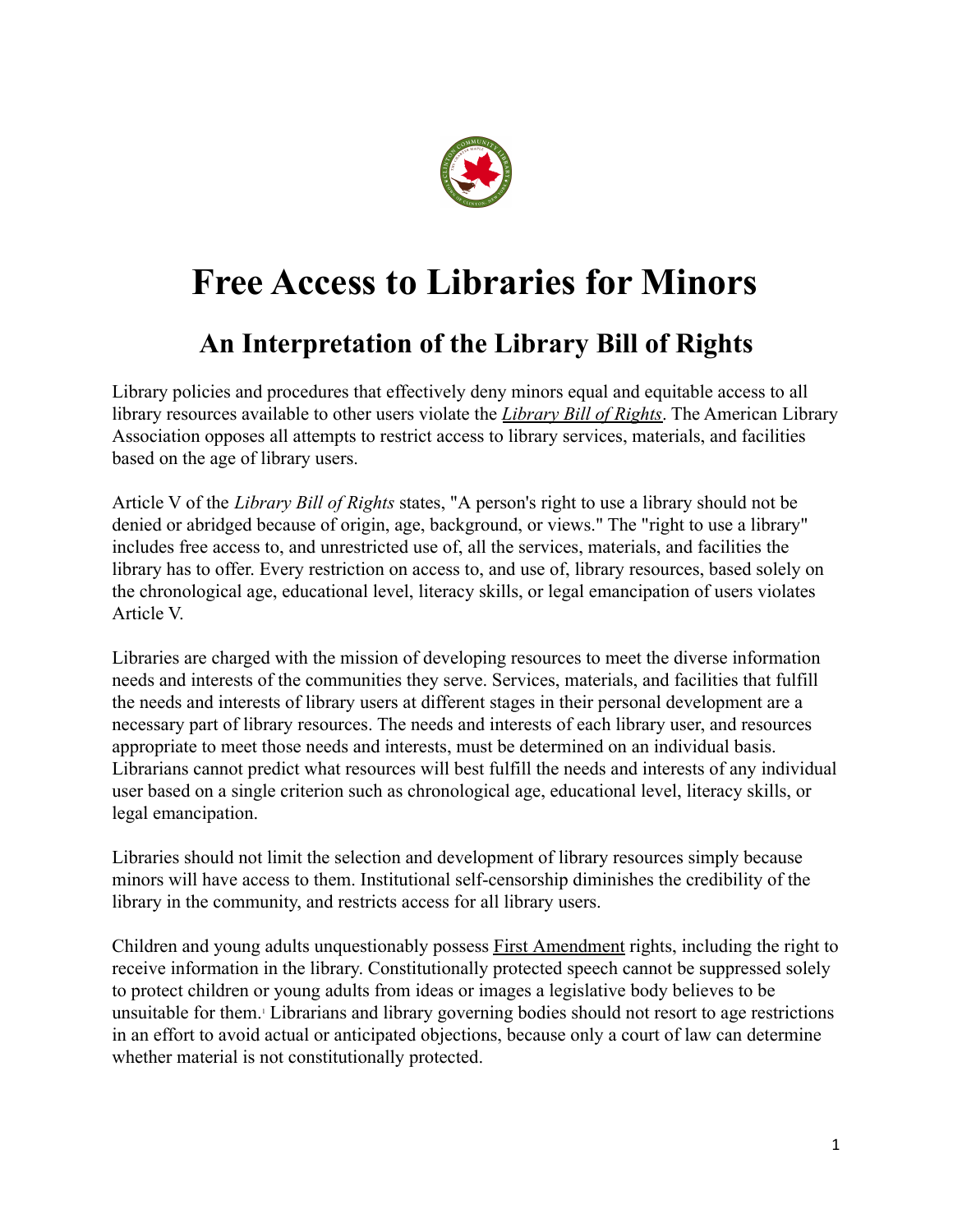# Free Access to Libraries for Minors

## An Interpretation of the Library Bill of Rights

Library policies and procedures that effectively deny minors equal and equitable access to all library resources available to other users violate the *Library Bill of Rights*. The American Library Association opposes all attempts to restrict access to library services, materials, and facilities based on the age of library users.

Article V of the *Library Bill of Rights* states, "A person's right to use a library should not be denied or abridged because of origin, age, background, or views." The "right to use a library" includes free access to, and unrestricted use of, all the services, materials, and facilities the library has to offer. Every restriction on access to, and use of, library resources, based solely on the chronological age, educational level, literacy skills, or legal emancipation of users violates Article V.

Libraries are charged with the mission of developing resources to meet the diverse information needs and interests of the communities they serve. Services, materials, and facilities that fulfill the needs and interests of library users at different stages in their personal development are a necessary part of library resources. The needs and interests of each library user, and resources appropriate to meet those needs and interests, must be determined on an individual basis. Librarians cannot predict what resources will best fulfill the needs and interests of any individual user based on a single criterion such as chronological age, educational level, literacy skills, or legal emancipation.

Libraries should not limit the selection and development of library resources simply because minors will have access to them. Institutional self-censorship diminishes the credibility of the library in the community, and restricts access for all library users.

Children and young adults unquestionably possess First Amendment rights, including the right to receive information in the library. Constitutionally protected speech cannot be suppressed solely to protect children or young adults from ideas or images a legislative body believes to be unsuitable for them.[1] Librarians and library governing bodies should not resort to age restrictions in an effort to avoid actual or anticipated objections, because only a court of law can determine whether material is not constitutionally protected.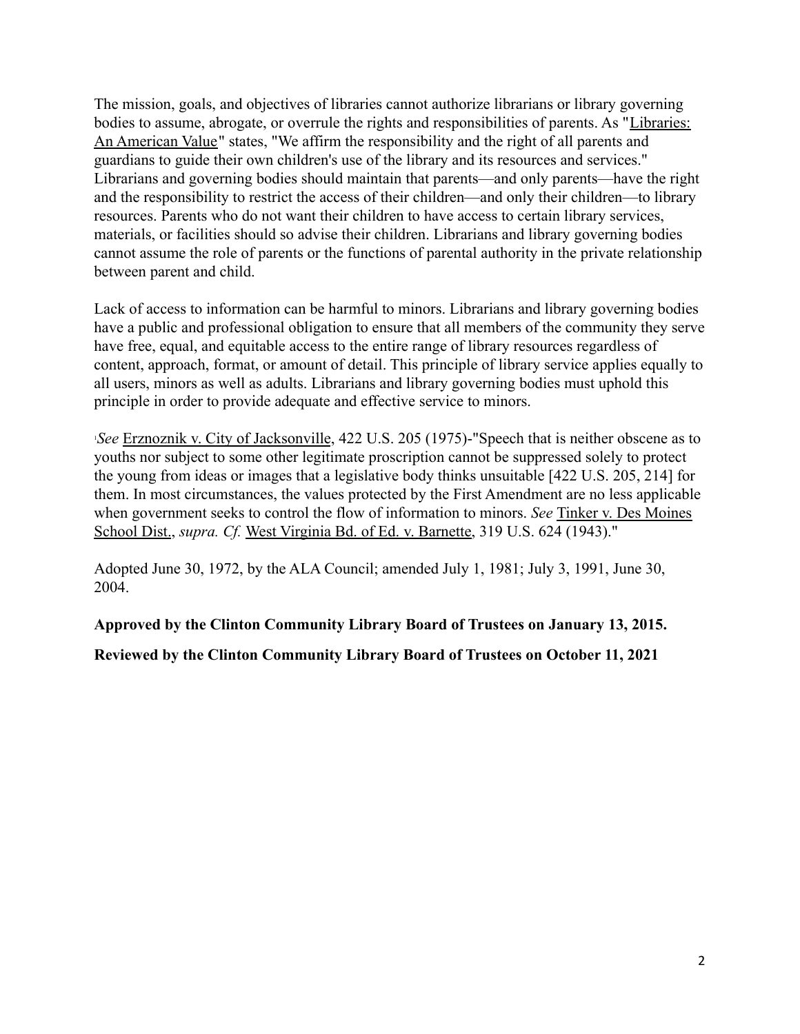The mission, goals, and objectives of libraries cannot authorize librarians or library governing bodies to assume, abrogate, or overrule the rights and responsibilities of parents. As "Libraries: An American Value" states, "We affirm the responsibility and the right of all parents and guardians to guide their own children's use of the library and its resources and services." Librarians and governing bodies should maintain that parents—and only parents—have the right and the responsibility to restrict the access of their children—and only their children—to library resources. Parents who do not want their children to have access to certain library services, materials, or facilities should so advise their children. Librarians and library governing bodies cannot assume the role of parents or the functions of parental authority in the private relationship between parent and child.

Lack of access to information can be harmful to minors. Librarians and library governing bodies have a public and professional obligation to ensure that all members of the community they serve have free, equal, and equitable access to the entire range of library resources regardless of content, approach, format, or amount of detail. This principle of library service applies equally to all users, minors as well as adults. Librarians and library governing bodies must uphold this principle in order to provide adequate and effective service to minors.

[1] *See* Erznoznik v. City of Jacksonville, 422 U.S. 205 (1975)-"Speech that is neither obscene as to youths nor subject to some other legitimate proscription cannot be suppressed solely to protect the young from ideas or images that a legislative body thinks unsuitable [422 U.S. 205, 214] for them. In most circumstances, the values protected by the First Amendment are no less applicable when government seeks to control the flow of information to minors. *See* Tinker v. Des Moines School Dist., *supra. Cf.* West Virginia Bd. of Ed. v. Barnette, 319 U.S. 624 (1943)."

Adopted June 30, 1972, by the ALA Council; amended July 1, 1981; July 3, 1991, June 30, 2004.

**Approved by the Clinton Community Library Board of Trustees on January 13, 2015.**

**Reviewed by the Clinton Community Library Board of Trustees on October 11, 2021**